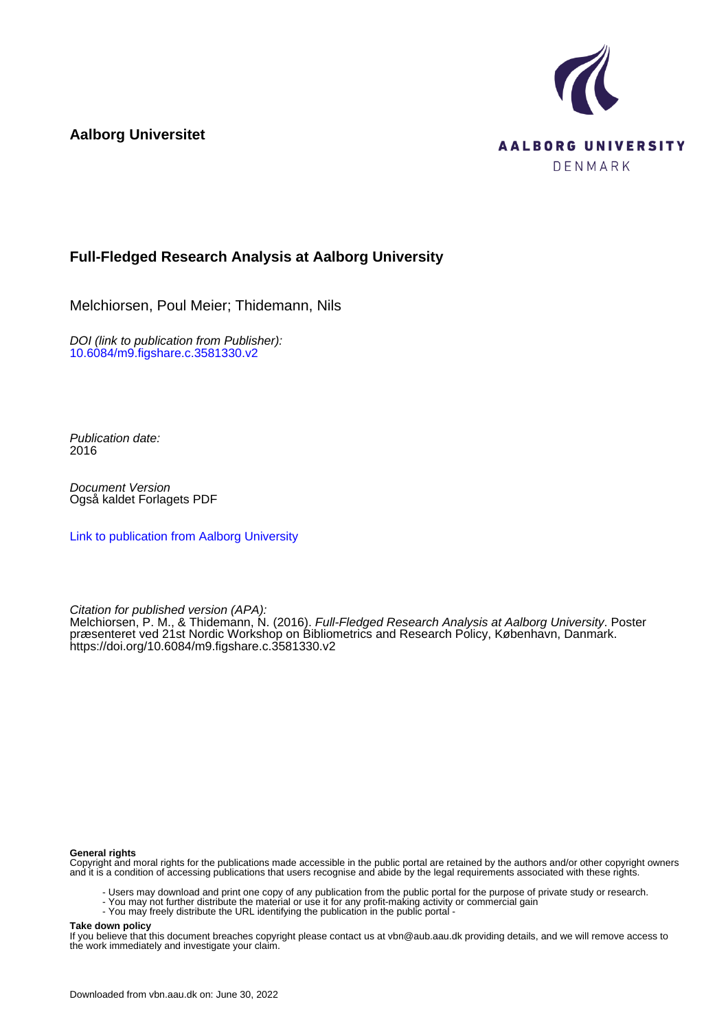**Aalborg Universitet**

AALBORG UNIVERSITY
DENMARK

## Full-Fledged Research Analysis at Aalborg University

Melchiorsen, Poul Meier; Thidemann, Nils

*DOI (link to publication from Publisher):*
10.6084/m9.figshare.c.3581330.v2

*Publication date:*
2016

*Document Version*
Også kaldet Forlagets PDF

Link to publication from Aalborg University

*Citation for published version (APA):*
Melchiorsen, P. M., & Thidemann, N. (2016). *Full-Fledged Research Analysis at Aalborg University*. Poster præsenteret ved 21st Nordic Workshop on Bibliometrics and Research Policy, København, Danmark. https://doi.org/10.6084/m9.figshare.c.3581330.v2

**General rights**
Copyright and moral rights for the publications made accessible in the public portal are retained by the authors and/or other copyright owners and it is a condition of accessing publications that users recognise and abide by the legal requirements associated with these rights.

- Users may download and print one copy of any publication from the public portal for the purpose of private study or research.
- You may not further distribute the material or use it for any profit-making activity or commercial gain
- You may freely distribute the URL identifying the publication in the public portal -

**Take down policy**
If you believe that this document breaches copyright please contact us at vbn@aub.aau.dk providing details, and we will remove access to the work immediately and investigate your claim.

Downloaded from vbn.aau.dk on: June 30, 2022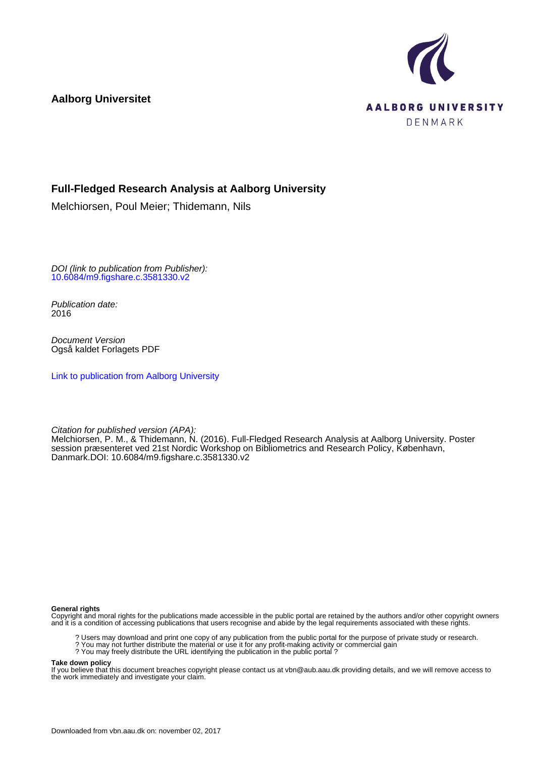**Aalborg Universitet**

AALBORG UNIVERSITY
DENMARK

**Full-Fledged Research Analysis at Aalborg University**

Melchiorsen, Poul Meier; Thidemann, Nils

*DOI (link to publication from Publisher):*
10.6084/m9.figshare.c.3581330.v2

*Publication date:*
2016

*Document Version*
Også kaldet Forlagets PDF

Link to publication from Aalborg University

*Citation for published version (APA):*
Melchiorsen, P. M., & Thidemann, N. (2016). Full-Fledged Research Analysis at Aalborg University. Poster session præsenteret ved 21st Nordic Workshop on Bibliometrics and Research Policy, København, Danmark.DOI: 10.6084/m9.figshare.c.3581330.v2

**General rights**
Copyright and moral rights for the publications made accessible in the public portal are retained by the authors and/or other copyright owners and it is a condition of accessing publications that users recognise and abide by the legal requirements associated with these rights.

? Users may download and print one copy of any publication from the public portal for the purpose of private study or research.
? You may not further distribute the material or use it for any profit-making activity or commercial gain
? You may freely distribute the URL identifying the publication in the public portal ?

**Take down policy**
If you believe that this document breaches copyright please contact us at vbn@aub.aau.dk providing details, and we will remove access to the work immediately and investigate your claim.

Downloaded from vbn.aau.dk on: november 02, 2017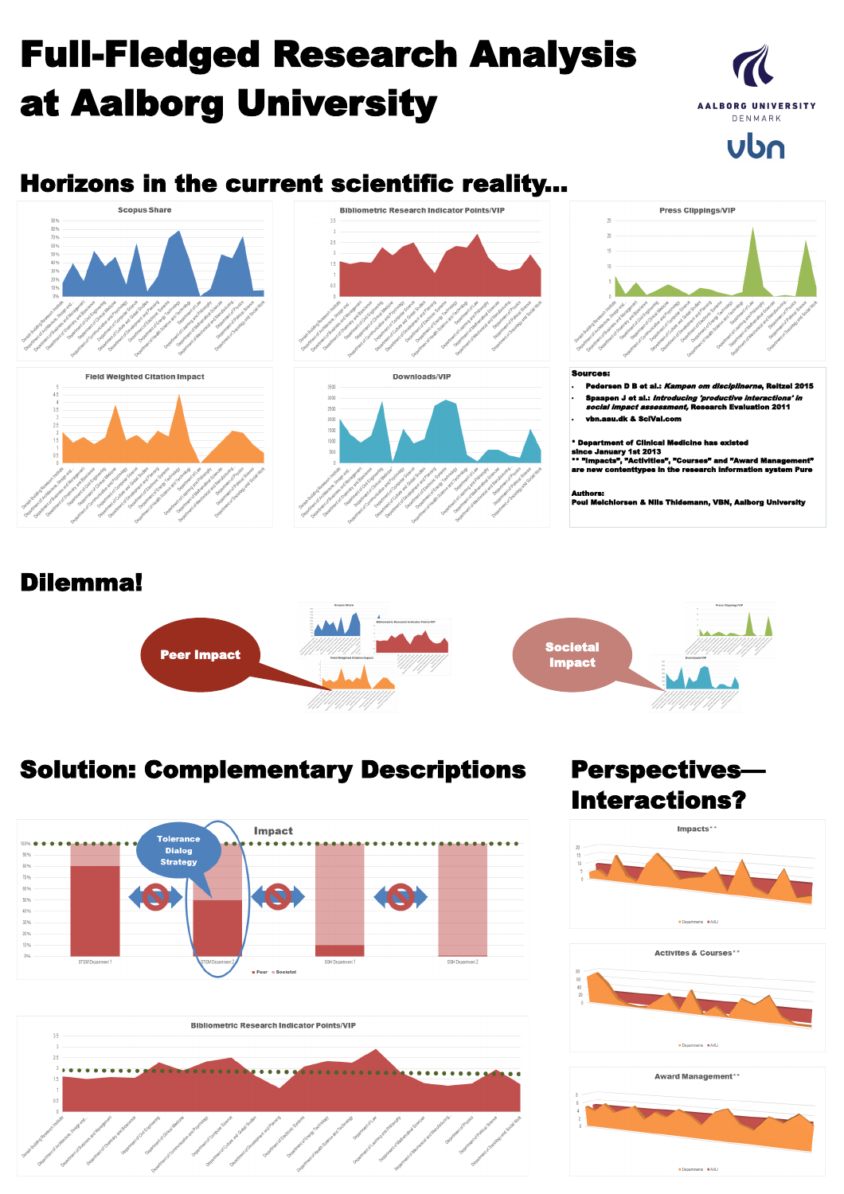# Full-Fledged Research Analysis at Aalborg University

AALBORG UNIVERSITY
DENMARK

vbn

## Horizons in the current scientific reality...

Scopus Share

Bibliometric Research Indicator Points/VIP

Press Clippings/VIP

Field Weighted Citation Impact

Downloads/VIP

**Sources:**

- **Pedersen D B et al.: *Kampen om disciplinerne*, Reitzel 2015**
- **Spaapen J et al.: *Introducing 'productive interactions' in social impact assessment*, Research Evaluation 2011**
- **vbn.aau.dk & SciVal.com**

**\* Department of Clinical Medicine has existed since January 1st 2013**

**\*\* "Impacts", "Activities", "Courses" and "Award Management" are new contenttypes in the research information system Pure**

**Authors:**
**Poul Melchiorsen & Nils Thidemann, VBN, Aalborg University**

## Dilemma!

Peer Impact

Societal Impact

## Solution: Complementary Descriptions

Impact

Tolerance
Dialog
Strategy

STEM Department 1
STEM Department 2
SSH Department 1
SSH Department 2

Peer ■ Societal

Bibliometric Research Indicator Points/VIP

## Perspectives—Interactions?

Impacts\*\*

Activites & Courses\*\*

Award Management\*\*

Department ■ AAU